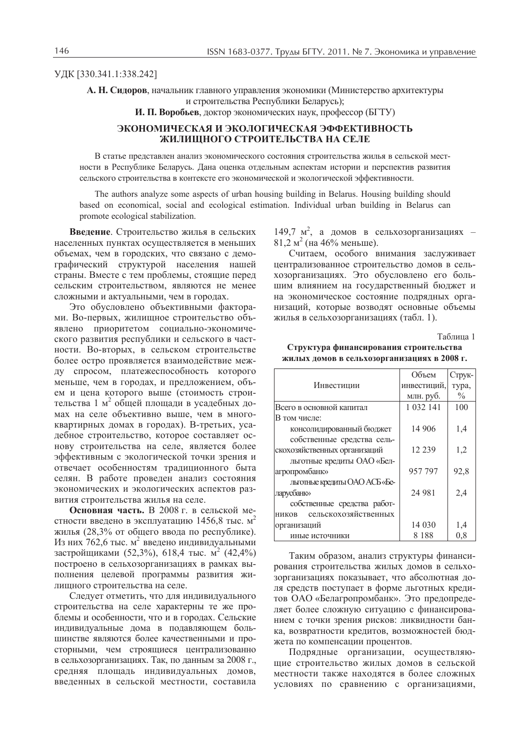УДК [330.341.1:338.242]

**А. Н. Сидоров**, начальник главного управления экономики (Министерство архитектуры и строительства Республики Беларусь);

**И. П. Воробьев**, доктор экономических наук, профессор (БГТУ)

# ЭКОНОМИЧЕСКАЯ И ЭКОЛОГИЧЕСКАЯ ЭФФЕКТИВНОСТЬ ЖИЛИЩНОГО СТРОИТЕЛЬСТВА НА СЕЛЕ

В статье представлен анализ экономического состояния строительства жилья в сельской местности в Республике Беларусь. Дана оценка отдельным аспектам истории и перспектив развития сельского строительства в контексте его экономической и экологической эффективности.

The authors analyze some aspects of urban housing building in Belarus. Housing building should based on economical, social and ecological estimation. Individual urban building in Belarus can promote ecological stabilization.

**Введение**. Строительство жилья в сельских населенных пунктах осуществляется в меньших объемах, чем в городских, что связано с демографический структурой населения нашей страны. Вместе с тем проблемы, стоящие перед сельским строительством, являются не менее сложными и актуальными, чем в городах.

Это обусловлено объективными факторами. Во-первых, жилищное строительство объявлено приоритетом социально-экономического развития республики и сельского в частности. Во-вторых, в сельском строительстве более остро проявляется взаимодействие между спросом, платежеспособность которого меньше, чем в городах, и предложением, объем и цена которого выше (стоимость строительства 1 м$^2$ общей площади в усадебных домах на селе объективно выше, чем в многоквартирных домах в городах). В-третьих, усадебное строительство, которое составляет основу строительства на селе, является более эффективным с экологической точки зрения и отвечает особенностям традиционного быта селян. В работе проведен анализ состояния экономических и экологических аспектов развития строительства жилья на селе.

**Основная часть.** В 2008 г. в сельской местности введено в эксплуатацию 1456,8 тыс. м$^2$ жилья (28,3% от общего ввода по республике). Из них 762,6 тыс. м$^2$ введено индивидуальными застройщиками (52,3%), 618,4 тыс. м$^2$ (42,4%) построено в сельхозорганизациях в рамках выполнения целевой программы развития жилищного строительства на селе.

Следует отметить, что для индивидуального строительства на селе характерны те же проблемы и особенности, что и в городах. Сельские индивидуальные дома в подавляющем большинстве являются более качественными и просторными, чем строящиеся централизованно в сельхозорганизациях. Так, по данным за 2008 г., средняя площадь индивидуальных домов, введенных в сельской местности, составила 149,7 м$^2$, а домов в сельхозорганизациях – 81,2 м$^2$ (на 46% меньше).

Считаем, особого внимания заслуживает централизованное строительство домов в сельхозорганизациях. Это обусловлено его большим влиянием на государственный бюджет и на экономическое состояние подрядных организаций, которые возводят основные объемы жилья в сельхозорганизациях (табл. 1).

Таблица 1

**Структура финансирования строительства жилых домов в сельхозорганизациях в 2008 г.**

| Инвестиции | Объем инвестиций, млн. руб. | Структура, % |
|---|---|---|
| Всего в основной капитал | 1 032 141 | 100 |
| В том числе: | | |
| консолидированный бюджет | 14 906 | 1,4 |
| собственные средства сельскохозяйственных организаций | 12 239 | 1,2 |
| льготные кредиты ОАО «Белагропромбанк» | 957 797 | 92,8 |
| льготные кредиты ОАО АСБ «Беларусбанк» | 24 981 | 2,4 |
| собственные средства работников сельскохозяйственных организаций | 14 030 | 1,4 |
| иные источники | 8 188 | 0,8 |

Таким образом, анализ структуры финансирования строительства жилых домов в сельхозорганизациях показывает, что абсолютная доля средств поступает в форме льготных кредитов ОАО «Белагропромбанк». Это предопределяет более сложную ситуацию с финансированием с точки зрения рисков: ликвидности банка, возвратности кредитов, возможностей бюджета по компенсации процентов.

Подрядные организации, осуществляющие строительство жилых домов в сельской местности также находятся в более сложных условиях по сравнению с организациями,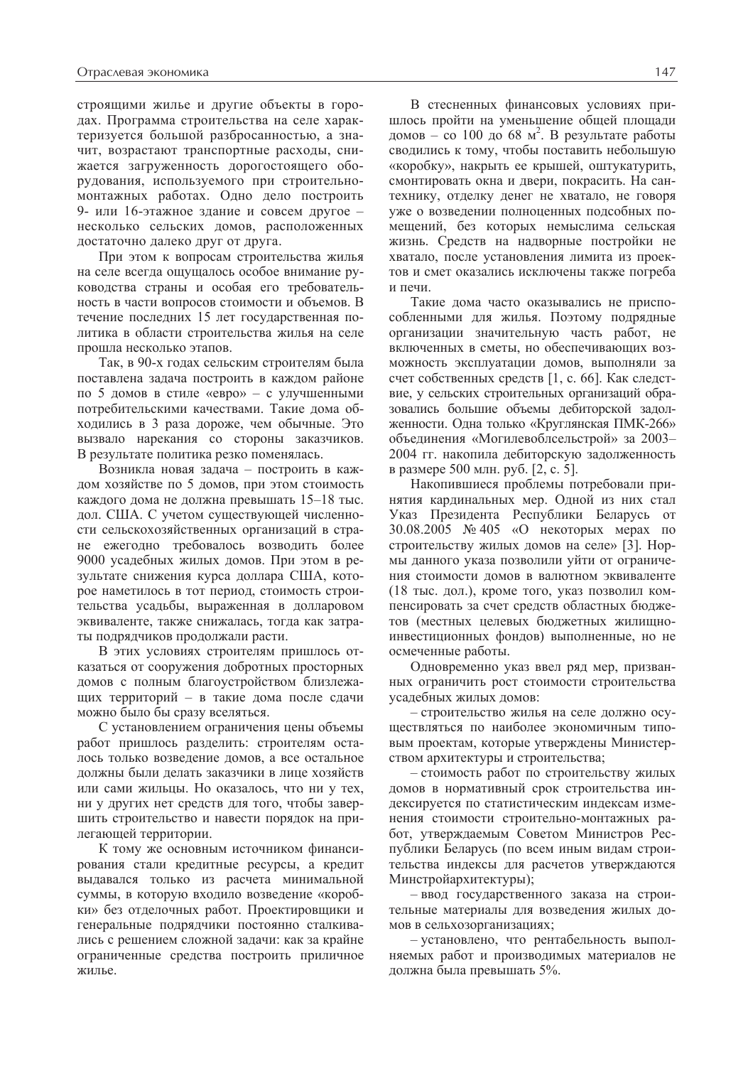строящими жилье и другие объекты в городах. Программа строительства на селе характеризуется большой разбросанностью, а значит, возрастают транспортные расходы, снижается загруженность дорогостоящего оборудования, используемого при строительно-монтажных работах. Одно дело построить 9- или 16-этажное здание и совсем другое – несколько сельских домов, расположенных достаточно далеко друг от друга.

При этом к вопросам строительства жилья на селе всегда ощущалось особое внимание руководства страны и особая его требовательность в части вопросов стоимости и объемов. В течение последних 15 лет государственная политика в области строительства жилья на селе прошла несколько этапов.

Так, в 90-х годах сельским строителям была поставлена задача построить в каждом районе по 5 домов в стиле «евро» – с улучшенными потребительскими качествами. Такие дома обходились в 3 раза дороже, чем обычные. Это вызвало нарекания со стороны заказчиков. В результате политика резко поменялась.

Возникла новая задача – построить в каждом хозяйстве по 5 домов, при этом стоимость каждого дома не должна превышать 15–18 тыс. дол. США. С учетом существующей численности сельскохозяйственных организаций в стране ежегодно требовалось возводить более 9000 усадебных жилых домов. При этом в результате снижения курса доллара США, которое наметилось в тот период, стоимость строительства усадьбы, выраженная в долларовом эквиваленте, также снижалась, тогда как затраты подрядчиков продолжали расти.

В этих условиях строителям пришлось отказаться от сооружения добротных просторных домов с полным благоустройством близлежащих территорий – в такие дома после сдачи можно было бы сразу вселяться.

С установлением ограничения цены объемы работ пришлось разделить: строителям осталось только возведение домов, а все остальное должны были делать заказчики в лице хозяйств или сами жильцы. Но оказалось, что ни у тех, ни у других нет средств для того, чтобы завершить строительство и навести порядок на прилегающей территории.

К тому же основным источником финансирования стали кредитные ресурсы, а кредит выдавался только из расчета минимальной суммы, в которую входило возведение «коробки» без отделочных работ. Проектировщики и генеральные подрядчики постоянно сталкивались с решением сложной задачи: как за крайне ограниченные средства построить приличное жилье.

В стесненных финансовых условиях пришлось пройти на уменьшение общей площади домов – со 100 до 68 м$^2$. В результате работы сводились к тому, чтобы поставить небольшую «коробку», накрыть ее крышей, оштукатурить, смонтировать окна и двери, покрасить. На сантехнику, отделку денег не хватало, не говоря уже о возведении полноценных подсобных помещений, без которых немыслима сельская жизнь. Средств на надворные постройки не хватало, после установления лимита из проектов и смет оказались исключены также погреба и печи.

Такие дома часто оказывались не приспособленными для жилья. Поэтому подрядные организации значительную часть работ, не включенных в сметы, но обеспечивающих возможность эксплуатации домов, выполняли за счет собственных средств [1, с. 66]. Как следствие, у сельских строительных организаций образовались большие объемы дебиторской задолженности. Одна только «Круглянская ПМК-266» объединения «Могилевоблсельстрой» за 2003–2004 гг. накопила дебиторскую задолженность в размере 500 млн. руб. [2, с. 5].

Накопившиеся проблемы потребовали принятия кардинальных мер. Одной из них стал Указ Президента Республики Беларусь от 30.08.2005 № 405 «О некоторых мерах по строительству жилых домов на селе» [3]. Нормы данного указа позволили уйти от ограничения стоимости домов в валютном эквиваленте (18 тыс. дол.), кроме того, указ позволил компенсировать за счет средств областных бюджетов (местных целевых бюджетных жилищно-инвестиционных фондов) выполненные, но не осмеченные работы.

Одновременно указ ввел ряд мер, призванных ограничить рост стоимости строительства усадебных жилых домов:

– строительство жилья на селе должно осуществляться по наиболее экономичным типовым проектам, которые утверждены Министерством архитектуры и строительства;

– стоимость работ по строительству жилых домов в нормативный срок строительства индексируется по статистическим индексам изменения стоимости строительно-монтажных работ, утверждаемым Советом Министров Республики Беларусь (по всем иным видам строительства индексы для расчетов утверждаются Минстройархитектуры);

– ввод государственного заказа на строительные материалы для возведения жилых домов в сельхозорганизациях;

– установлено, что рентабельность выполняемых работ и производимых материалов не должна была превышать 5%.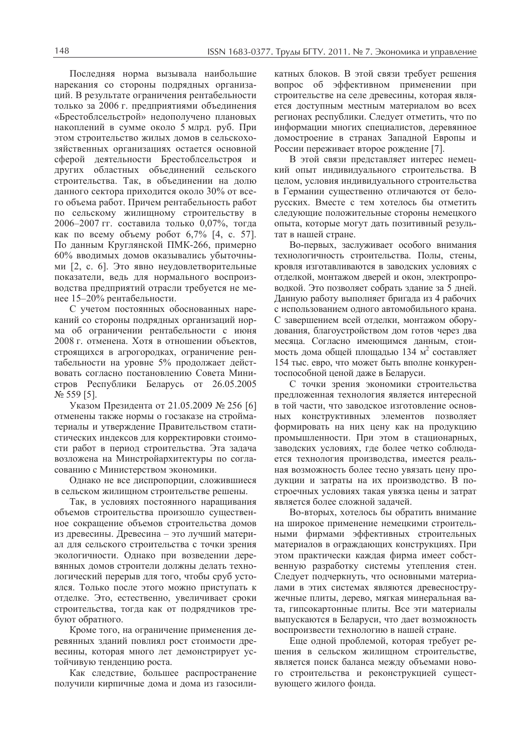Последняя норма вызывала наибольшие нарекания со стороны подрядных организаций. В результате ограничения рентабельности только за 2006 г. предприятиями объединения «Брестоблсельстрой» недополучено плановых накоплений в сумме около 5 млрд. руб. При этом строительство жилых домов в сельскохозяйственных организациях остается основной сферой деятельности Брестоблсельстроя и других областных объединений сельского строительства. Так, в объединении на долю данного сектора приходится около 30% от всего объема работ. Причем рентабельность работ по сельскому жилищному строительству в 2006–2007 гг. составила только 0,07%, тогда как по всему объему робот 6,7% [4, с. 57]. По данным Круглянской ПМК-266, примерно 60% вводимых домов оказывались убыточными [2, с. 6]. Это явно неудовлетворительные показатели, ведь для нормального воспроизводства предприятий отрасли требуется не менее 15–20% рентабельности.

С учетом постоянных обоснованных нареканий со стороны подрядных организаций норма об ограничении рентабельности с июня 2008 г. отменена. Хотя в отношении объектов, строящихся в агрогородках, ограничение рентабельности на уровне 5% продолжает действовать согласно постановлению Совета Министров Республики Беларусь от 26.05.2005 № 559 [5].

Указом Президента от 21.05.2009 № 256 [6] отменены также нормы о госзаказе на стройматериалы и утверждение Правительством статистических индексов для корректировки стоимости работ в период строительства. Эта задача возложена на Минстройархитектуры по согласованию с Министерством экономики.

Однако не все диспропорции, сложившиеся в сельском жилищном строительстве решены.

Так, в условиях постоянного наращивания объемов строительства произошло существенное сокращение объемов строительства домов из древесины. Древесина – это лучший материал для сельского строительства с точки зрения экологичности. Однако при возведении деревянных домов строители должны делать технологический перерыв для того, чтобы сруб устоялся. Только после этого можно приступать к отделке. Это, естественно, увеличивает сроки строительства, тогда как от подрядчиков требуют обратного.

Кроме того, на ограничение применения деревянных зданий повлиял рост стоимости древесины, которая много лет демонстрирует устойчивую тенденцию роста.

Как следствие, большее распространение получили кирпичные дома и дома из газосиликатных блоков. В этой связи требует решения вопрос об эффективном применении при строительстве на селе древесины, которая является доступным местным материалом во всех регионах республики. Следует отметить, что по информации многих специалистов, деревянное домостроение в странах Западной Европы и России переживает второе рождение [7].

В этой связи представляет интерес немецкий опыт индивидуального строительства. В целом, условия индивидуального строительства в Германии существенно отличаются от белорусских. Вместе с тем хотелось бы отметить следующие положительные стороны немецкого опыта, которые могут дать позитивный результат в нашей стране.

Во-первых, заслуживает особого внимания технологичность строительства. Полы, стены, кровля изготавливаются в заводских условиях с отделкой, монтажом дверей и окон, электропроводкой. Это позволяет собрать здание за 5 дней. Данную работу выполняет бригада из 4 рабочих с использованием одного автомобильного крана. С завершением всей отделки, монтажом оборудования, благоустройством дом готов через два месяца. Согласно имеющимся данным, стоимость дома общей площадью 134 $м^2$ составляет 154 тыс. евро, что может быть вполне конкурентоспособной ценой даже в Беларуси.

С точки зрения экономики строительства предложенная технология является интересной в той части, что заводское изготовление основных конструктивных элементов позволяет формировать на них цену как на продукцию промышленности. При этом в стационарных, заводских условиях, где более четко соблюдается технология производства, имеется реальная возможность более тесно увязать цену продукции и затраты на их производство. В построечных условиях такая увязка цены и затрат является более сложной задачей.

Во-вторых, хотелось бы обратить внимание на широкое применение немецкими строительными фирмами эффективных строительных материалов в ограждающих конструкциях. При этом практически каждая фирма имеет собственную разработку системы утепления стен. Следует подчеркнуть, что основными материалами в этих системах являются древесностружечные плиты, дерево, мягкая минеральная вата, гипсокартонные плиты. Все эти материалы выпускаются в Беларуси, что дает возможность воспроизвести технологию в нашей стране.

Еще одной проблемой, которая требует решения в сельском жилищном строительстве, является поиск баланса между объемами нового строительства и реконструкцией существующего жилого фонда.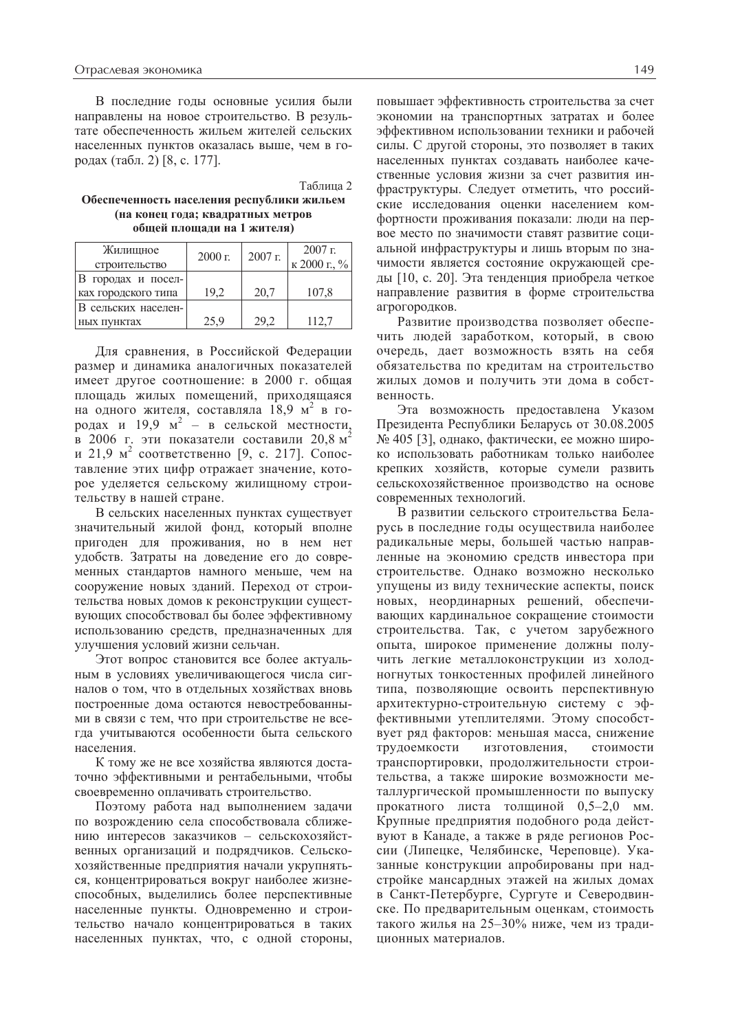В последние годы основные усилия были направлены на новое строительство. В результате обеспеченность жильем жителей сельских населенных пунктов оказалась выше, чем в городах (табл. 2) [8, с. 177].

Таблица 2

**Обеспеченность населения республики жильем (на конец года; квадратных метров общей площади на 1 жителя)**

| Жилищное строительство | 2000 г. | 2007 г. | 2007 г. к 2000 г., % |
|---|---|---|---|
| В городах и поселках городского типа | 19,2 | 20,7 | 107,8 |
| В сельских населенных пунктах | 25,9 | 29,2 | 112,7 |

Для сравнения, в Российской Федерации размер и динамика аналогичных показателей имеет другое соотношение: в 2000 г. общая площадь жилых помещений, приходящаяся на одного жителя, составляла 18,9 м$^2$ в городах и 19,9 м$^2$ – в сельской местности, в 2006 г. эти показатели составили 20,8 м$^2$ и 21,9 м$^2$ соответственно [9, с. 217]. Сопоставление этих цифр отражает значение, которое уделяется сельскому жилищному строительству в нашей стране.

В сельских населенных пунктах существует значительный жилой фонд, который вполне пригоден для проживания, но в нем нет удобств. Затраты на доведение его до современных стандартов намного меньше, чем на сооружение новых зданий. Переход от строительства новых домов к реконструкции существующих способствовал бы более эффективному использованию средств, предназначенных для улучшения условий жизни сельчан.

Этот вопрос становится все более актуальным в условиях увеличивающегося числа сигналов о том, что в отдельных хозяйствах вновь построенные дома остаются невостребованными в связи с тем, что при строительстве не всегда учитываются особенности быта сельского населения.

К тому же не все хозяйства являются достаточно эффективными и рентабельными, чтобы своевременно оплачивать строительство.

Поэтому работа над выполнением задачи по возрождению села способствовала сближению интересов заказчиков – сельскохозяйственных организаций и подрядчиков. Сельскохозяйственные предприятия начали укрупняться, концентрироваться вокруг наиболее жизнеспособных, выделились более перспективные населенные пункты. Одновременно и строительство начало концентрироваться в таких населенных пунктах, что, с одной стороны, повышает эффективность строительства за счет экономии на транспортных затратах и более эффективном использовании техники и рабочей силы. С другой стороны, это позволяет в таких населенных пунктах создавать наиболее качественные условия жизни за счет развития инфраструктуры. Следует отметить, что российские исследования оценки населением комфортности проживания показали: люди на первое место по значимости ставят развитие социальной инфраструктуры и лишь вторым по значимости является состояние окружающей среды [10, с. 20]. Эта тенденция приобрела четкое направление развития в форме строительства агрогородков.

Развитие производства позволяет обеспечить людей заработком, который, в свою очередь, дает возможность взять на себя обязательства по кредитам на строительство жилых домов и получить эти дома в собственность.

Эта возможность предоставлена Указом Президента Республики Беларусь от 30.08.2005 № 405 [3], однако, фактически, ее можно широко использовать работникам только наиболее крепких хозяйств, которые сумели развить сельскохозяйственное производство на основе современных технологий.

В развитии сельского строительства Беларусь в последние годы осуществила наиболее радикальные меры, большей частью направленные на экономию средств инвестора при строительстве. Однако возможно несколько упущены из виду технические аспекты, поиск новых, неординарных решений, обеспечивающих кардинальное сокращение стоимости строительства. Так, с учетом зарубежного опыта, широкое применение должны получить легкие металлоконструкции из холодногнутых тонкостенных профилей линейного типа, позволяющие освоить перспективную архитектурно-строительную систему с эффективными утеплителями. Этому способствует ряд факторов: меньшая масса, снижение трудоемкости изготовления, стоимости транспортировки, продолжительности строительства, а также широкие возможности металлургической промышленности по выпуску прокатного листа толщиной 0,5–2,0 мм. Крупные предприятия подобного рода действуют в Канаде, а также в ряде регионов России (Липецке, Челябинске, Череповце). Указанные конструкции апробированы при надстройке мансардных этажей на жилых домах в Санкт-Петербурге, Сургуте и Северодвинске. По предварительным оценкам, стоимость такого жилья на 25–30% ниже, чем из традиционных материалов.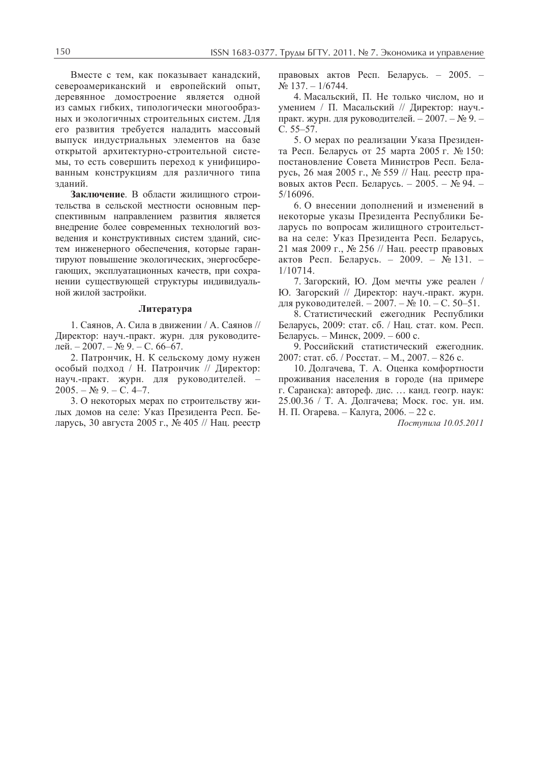Вместе с тем, как показывает канадский, североамериканский и европейский опыт, деревянное домостроение является одной из самых гибких, типологически многообразных и экологичных строительных систем. Для его развития требуется наладить массовый выпуск индустриальных элементов на базе открытой архитектурно-строительной системы, то есть совершить переход к унифицированным конструкциям для различного типа зданий.

**Заключение**. В области жилищного строительства в сельской местности основным перспективным направлением развития является внедрение более современных технологий возведения и конструктивных систем зданий, систем инженерного обеспечения, которые гарантируют повышение экологических, энергосберегающих, эксплуатационных качеств, при сохранении существующей структуры индивидуальной жилой застройки.

## Литература

1. Саянов, А. Сила в движении / А. Саянов // Директор: науч.-практ. журн. для руководителей. – 2007. – № 9. – С. 66–67.
2. Патрончик, Н. К сельскому дому нужен особый подход / Н. Патрончик // Директор: науч.-практ. журн. для руководителей. – 2005. – № 9. – С. 4–7.
3. О некоторых мерах по строительству жилых домов на селе: Указ Президента Респ. Беларусь, 30 августа 2005 г., № 405 // Нац. реестр правовых актов Респ. Беларусь. – 2005. – № 137. – 1/6744.
4. Масальский, П. Не только числом, но и умением / П. Масальский // Директор: науч.-практ. журн. для руководителей. – 2007. – № 9. – С. 55–57.
5. О мерах по реализации Указа Президента Респ. Беларусь от 25 марта 2005 г. № 150: постановление Совета Министров Респ. Беларусь, 26 мая 2005 г., № 559 // Нац. реестр правовых актов Респ. Беларусь. – 2005. – № 94. – 5/16096.
6. О внесении дополнений и изменений в некоторые указы Президента Республики Беларусь по вопросам жилищного строительства на селе: Указ Президента Респ. Беларусь, 21 мая 2009 г., № 256 // Нац. реестр правовых актов Респ. Беларусь. – 2009. – № 131. – 1/10714.
7. Загорский, Ю. Дом мечты уже реален / Ю. Загорский // Директор: науч.-практ. журн. для руководителей. – 2007. – № 10. – С. 50–51.
8. Статистический ежегодник Республики Беларусь, 2009: стат. сб. / Нац. стат. ком. Респ. Беларусь. – Минск, 2009. – 600 с.
9. Российский статистический ежегодник. 2007: стат. сб. / Росстат. – М., 2007. – 826 с.
10. Долгачева, Т. А. Оценка комфортности проживания населения в городе (на примере г. Саранска): автореф. дис. … канд. геогр. наук: 25.00.36 / Т. А. Долгачева; Моск. гос. ун. им. Н. П. Огарева. – Калуга, 2006. – 22 с.

*Поступила 10.05.2011*